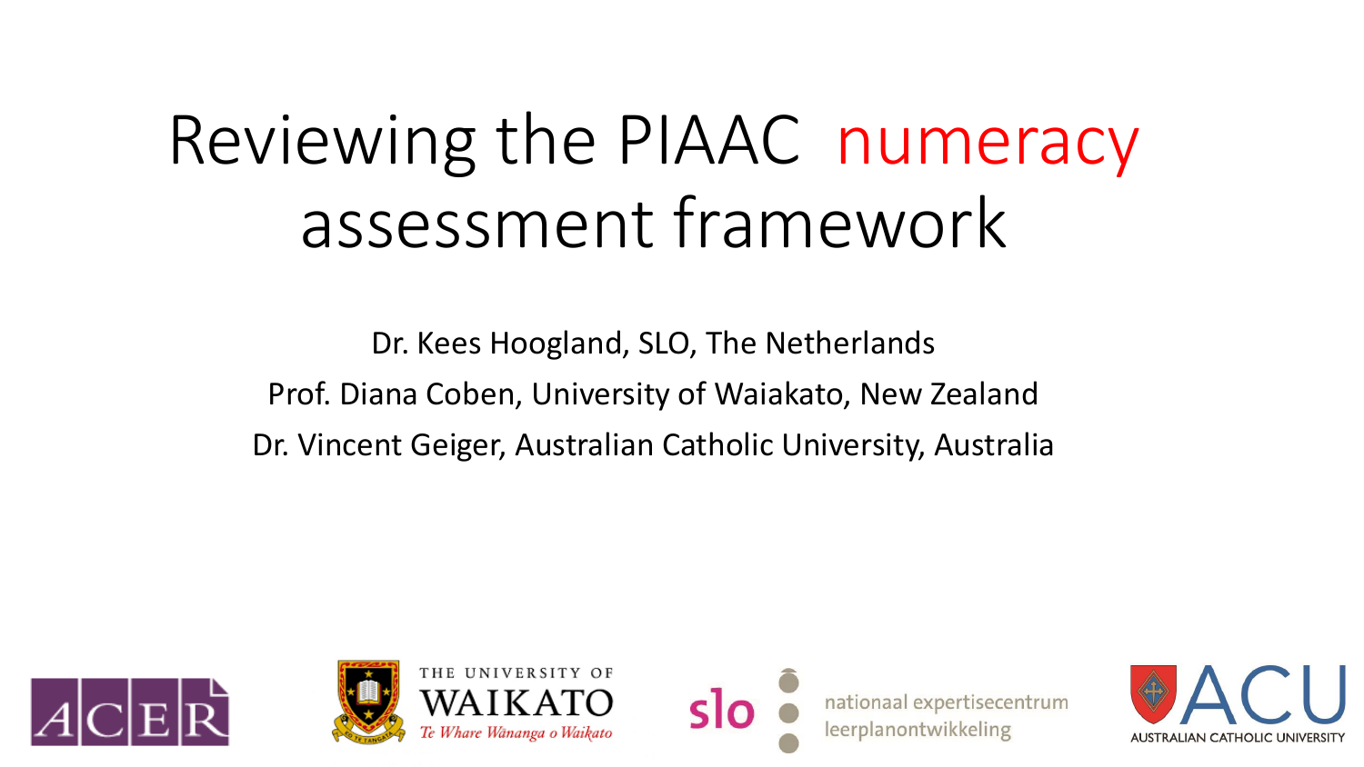# Reviewing the PIAAC numeracy assessment framework

Dr. Kees Hoogland, SLO, The Netherlands

Prof. Diana Coben, University of Waiakato, New Zealand

Dr. Vincent Geiger, Australian Catholic University, Australia

ACER

THE UNIVERSITY OF WAIKATO *Te Whare Wānanga o Waikato*

slo nationaal expertisecentrum leerplanontwikkeling

ACU AUSTRALIAN CATHOLIC UNIVERSITY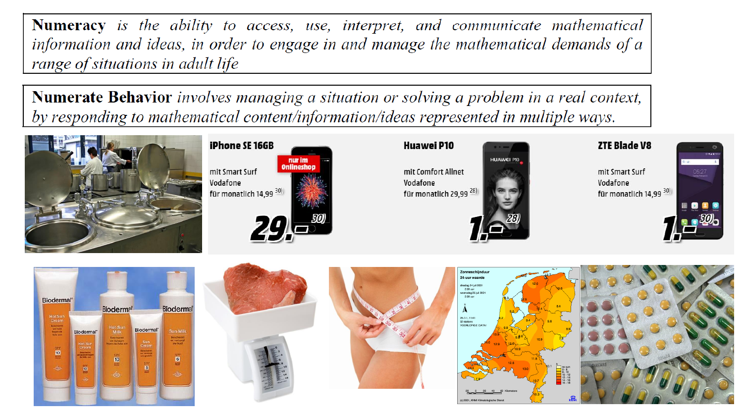**Numeracy** *is the ability to access, use, interpret, and communicate mathematical information and ideas, in order to engage in and manage the mathematical demands of a range of situations in adult life*

**Numerate Behavior** *involves managing a situation or solving a problem in a real context, by responding to mathematical content/information/ideas represented in multiple ways.*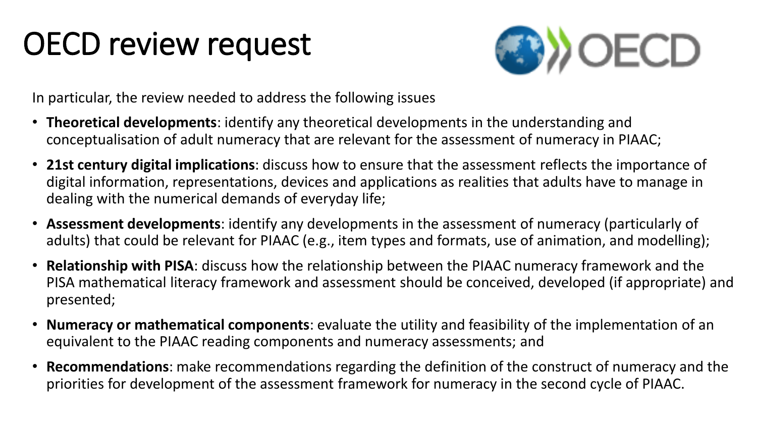# OECD review request

In particular, the review needed to address the following issues

- **Theoretical developments**: identify any theoretical developments in the understanding and conceptualisation of adult numeracy that are relevant for the assessment of numeracy in PIAAC;
- **21st century digital implications**: discuss how to ensure that the assessment reflects the importance of digital information, representations, devices and applications as realities that adults have to manage in dealing with the numerical demands of everyday life;
- **Assessment developments**: identify any developments in the assessment of numeracy (particularly of adults) that could be relevant for PIAAC (e.g., item types and formats, use of animation, and modelling);
- **Relationship with PISA**: discuss how the relationship between the PIAAC numeracy framework and the PISA mathematical literacy framework and assessment should be conceived, developed (if appropriate) and presented;
- **Numeracy or mathematical components**: evaluate the utility and feasibility of the implementation of an equivalent to the PIAAC reading components and numeracy assessments; and
- **Recommendations**: make recommendations regarding the definition of the construct of numeracy and the priorities for development of the assessment framework for numeracy in the second cycle of PIAAC.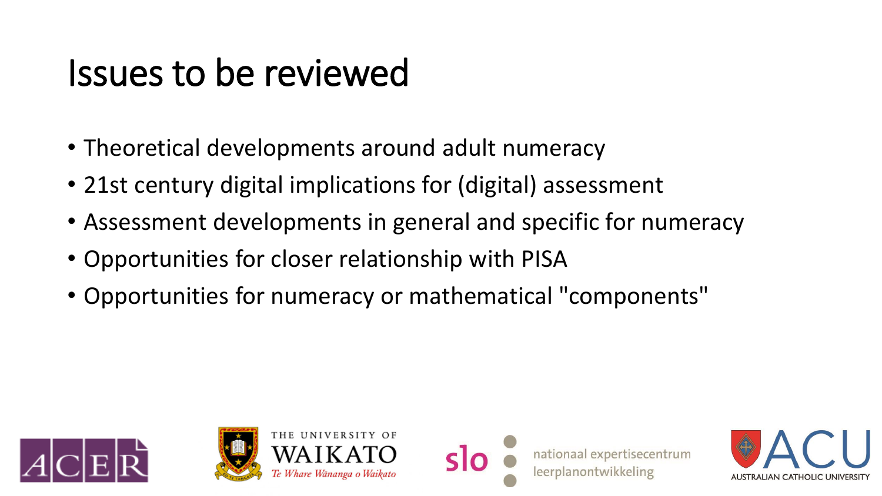# Issues to be reviewed

- Theoretical developments around adult numeracy
- 21st century digital implications for (digital) assessment
- Assessment developments in general and specific for numeracy
- Opportunities for closer relationship with PISA
- Opportunities for numeracy or mathematical "components"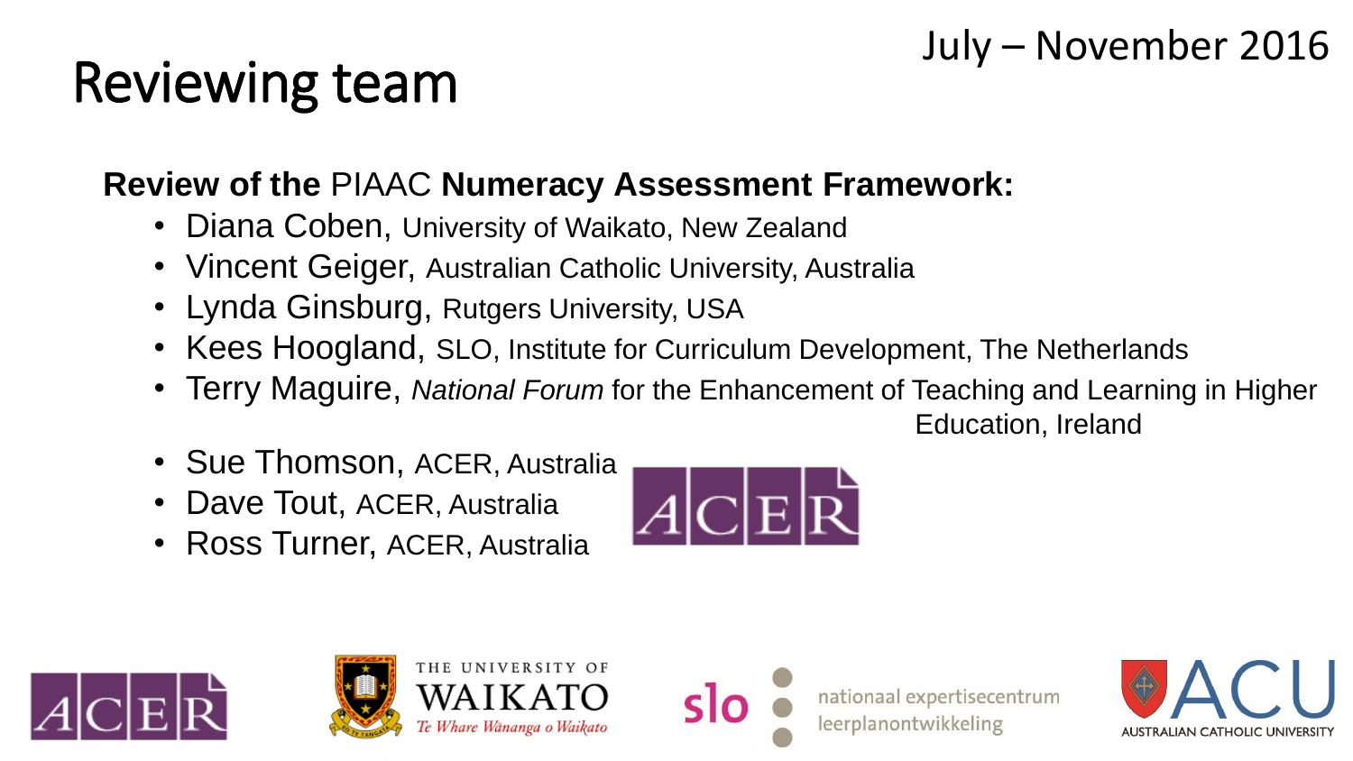# Reviewing team

July – November 2016

**Review of the** PIAAC **Numeracy Assessment Framework:**

- Diana Coben, University of Waikato, New Zealand
- Vincent Geiger, Australian Catholic University, Australia
- Lynda Ginsburg, Rutgers University, USA
- Kees Hoogland, SLO, Institute for Curriculum Development, The Netherlands
- Terry Maguire, *National Forum* for the Enhancement of Teaching and Learning in Higher Education, Ireland
- Sue Thomson, ACER, Australia
- Dave Tout, ACER, Australia
- Ross Turner, ACER, Australia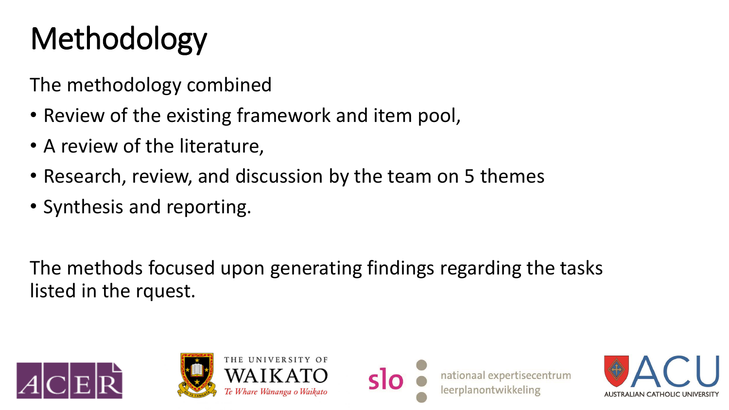# Methodology

The methodology combined

- Review of the existing framework and item pool,
- A review of the literature,
- Research, review, and discussion by the team on 5 themes
- Synthesis and reporting.

The methods focused upon generating findings regarding the tasks listed in the rquest.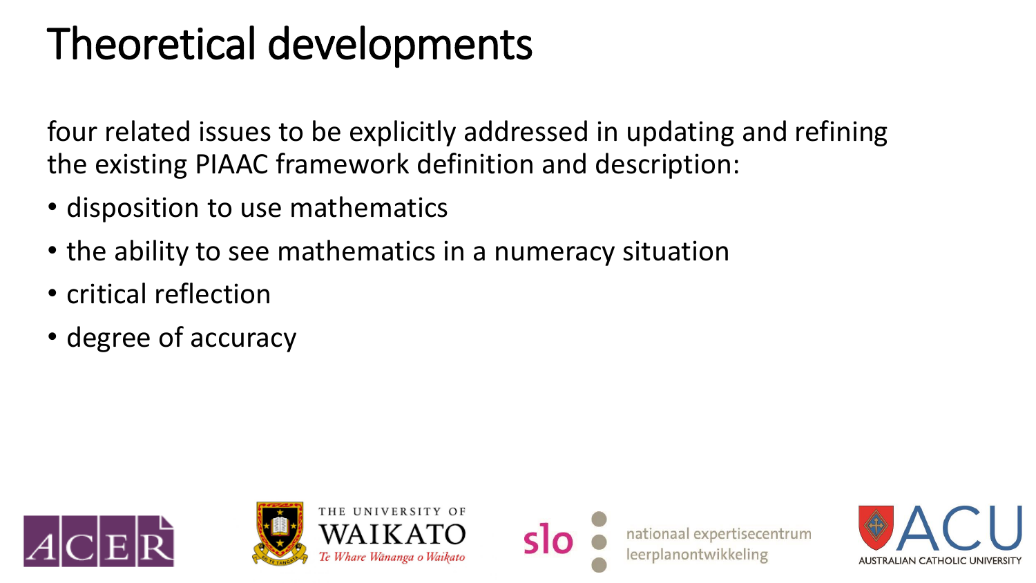# Theoretical developments

four related issues to be explicitly addressed in updating and refining the existing PIAAC framework definition and description:

- disposition to use mathematics
- the ability to see mathematics in a numeracy situation
- critical reflection
- degree of accuracy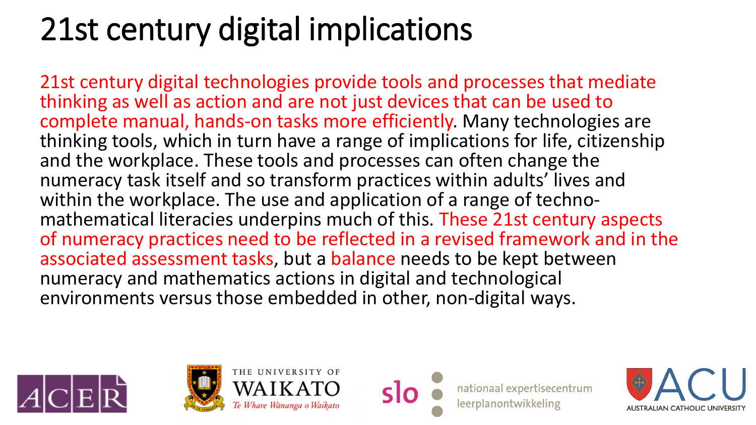# 21st century digital implications

21st century digital technologies provide tools and processes that mediate thinking as well as action and are not just devices that can be used to complete manual, hands-on tasks more efficiently. Many technologies are thinking tools, which in turn have a range of implications for life, citizenship and the workplace. These tools and processes can often change the numeracy task itself and so transform practices within adults' lives and within the workplace. The use and application of a range of techno-mathematical literacies underpins much of this. These 21st century aspects of numeracy practices need to be reflected in a revised framework and in the associated assessment tasks, but a balance needs to be kept between numeracy and mathematics actions in digital and technological environments versus those embedded in other, non-digital ways.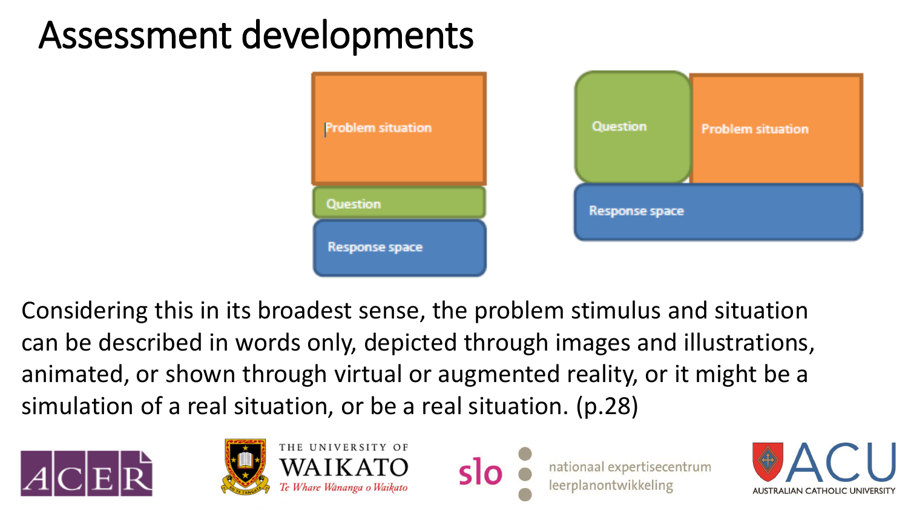# Assessment developments

Problem situation

Question

Response space

Question

Problem situation

Response space

Considering this in its broadest sense, the problem stimulus and situation can be described in words only, depicted through images and illustrations, animated, or shown through virtual or augmented reality, or it might be a simulation of a real situation, or be a real situation. (p.28)

ACER

THE UNIVERSITY OF WAIKATO
*Te Whare Wānanga o Waikato*

slo nationaal expertisecentrum leerplanontwikkeling

ACU
AUSTRALIAN CATHOLIC UNIVERSITY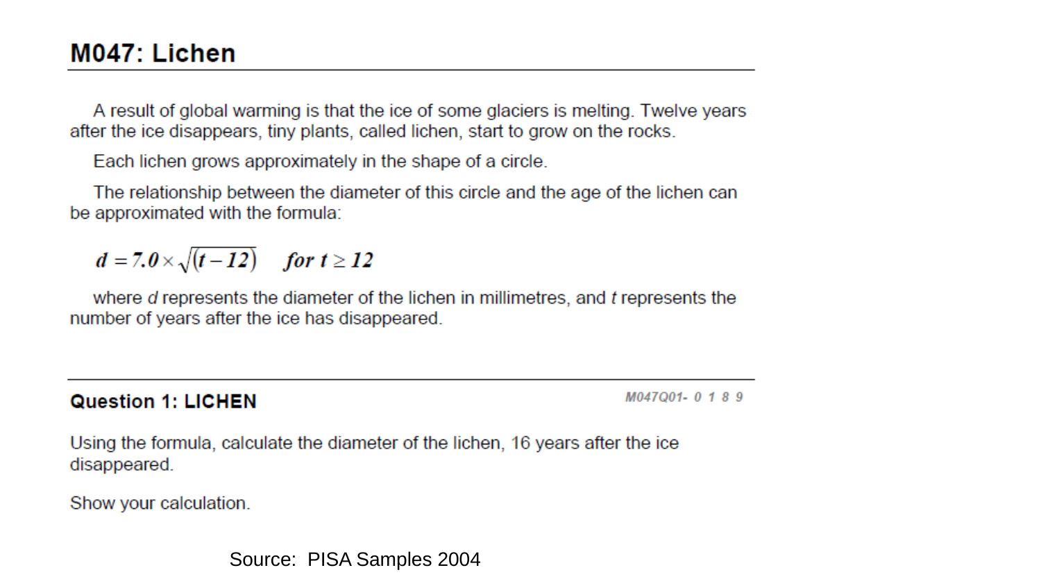## M047: Lichen

A result of global warming is that the ice of some glaciers is melting. Twelve years after the ice disappears, tiny plants, called lichen, start to grow on the rocks.

Each lichen grows approximately in the shape of a circle.

The relationship between the diameter of this circle and the age of the lichen can be approximated with the formula:

$$d = 7.0 \times \sqrt{(t - 12)} \quad \text{for } t \geq 12$$

where $d$ represents the diameter of the lichen in millimetres, and $t$ represents the number of years after the ice has disappeared.

### Question 1: LICHEN

M047Q01- 0 1 8 9

Using the formula, calculate the diameter of the lichen, 16 years after the ice disappeared.

Show your calculation.

Source: PISA Samples 2004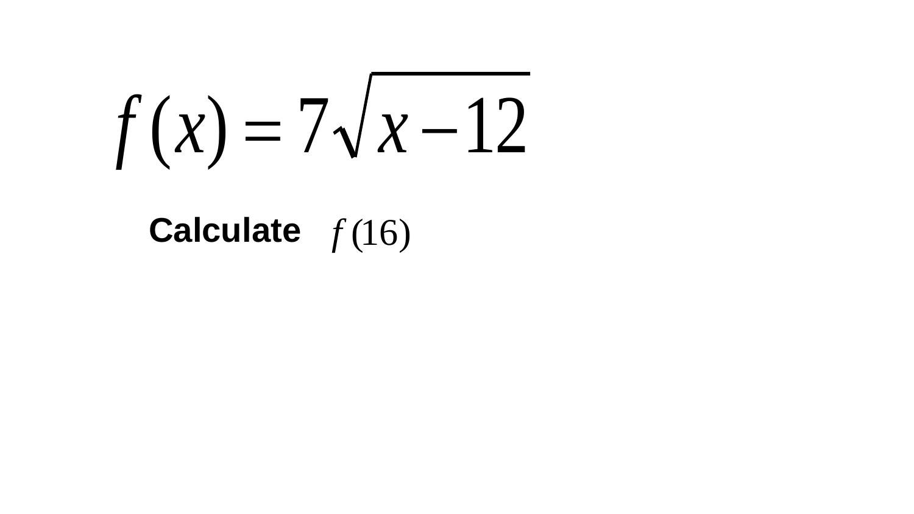$$f(x) = 7\sqrt{x - 12}$$

**Calculate** $f(16)$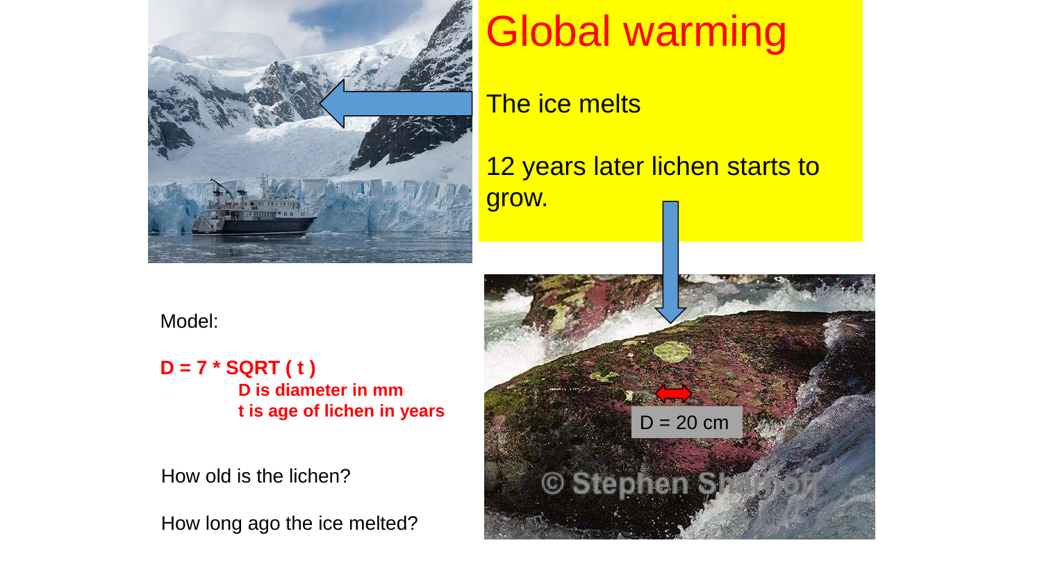# Global warming

The ice melts

12 years later lichen starts to grow.

D = 20 cm

Model:

**$D = 7 \cdot \sqrt{t}$**

**D is diameter in mm**

**t is age of lichen in years**

How old is the lichen?

How long ago the ice melted?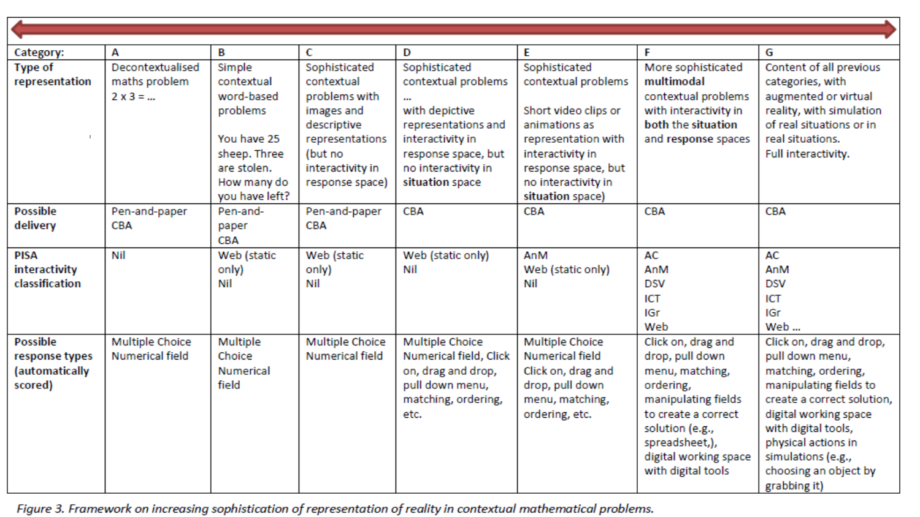| Category: | A | B | C | D | E | F | G |
|---|---|---|---|---|---|---|---|
| **Type of representation** | Decontextualised maths problem 2 x 3 = ... | Simple contextual word-based problems<br><br>You have 25 sheep. Three are stolen. How many do you have left? | Sophisticated contextual problems with images and descriptive representations (but no interactivity in response space) | Sophisticated contextual problems ...<br>with depictive representations and interactivity in response space, but no interactivity in **situation** space | Sophisticated contextual problems<br><br>Short video clips or animations as representation with interactivity in response space, but no interactivity in **situation** space) | More sophisticated **multimodal** contextual problems with interactivity in **both the situation** and **response** spaces | Content of all previous categories, with augmented or virtual reality, with simulation of real situations or in real situations.<br>Full interactivity. |
| **Possible delivery** | Pen-and-paper<br>CBA | Pen-and-paper<br>CBA | Pen-and-paper<br>CBA | CBA | CBA | CBA | CBA |
| **PISA interactivity classification** | Nil | Web (static only)<br>Nil | Web (static only)<br>Nil | Web (static only)<br>Nil | AnM<br>Web (static only)<br>Nil | AC<br>AnM<br>DSV<br>ICT<br>IGr<br>Web | AC<br>AnM<br>DSV<br>ICT<br>IGr<br>Web ... |
| **Possible response types (automatically scored)** | Multiple Choice<br>Numerical field | Multiple Choice<br>Numerical field | Multiple Choice<br>Numerical field | Multiple Choice<br>Numerical field, Click on, drag and drop, pull down menu, matching, ordering, etc. | Multiple Choice<br>Numerical field<br>Click on, drag and drop, pull down menu, matching, ordering, etc. | Click on, drag and drop, pull down menu, matching, ordering, manipulating fields to create a correct solution (e.g., spreadsheet,), digital working space with digital tools | Click on, drag and drop, pull down menu, matching, ordering, manipulating fields to create a correct solution, digital working space with digital tools, physical actions in simulations (e.g., choosing an object by grabbing it) |

*Figure 3. Framework on increasing sophistication of representation of reality in contextual mathematical problems.*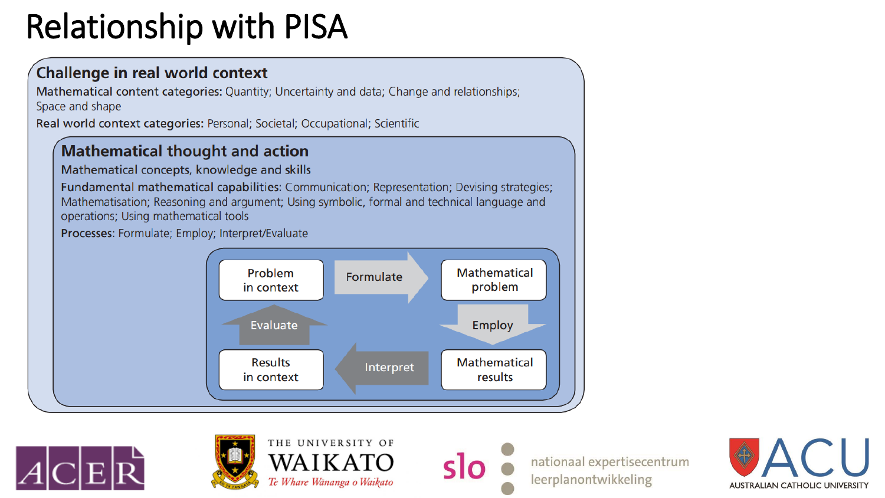# Relationship with PISA

## Challenge in real world context

**Mathematical content categories:** Quantity; Uncertainty and data; Change and relationships; Space and shape

**Real world context categories:** Personal; Societal; Occupational; Scientific

### Mathematical thought and action

**Mathematical concepts, knowledge and skills**

**Fundamental mathematical capabilities:** Communication; Representation; Devising strategies; Mathematisation; Reasoning and argument; Using symbolic, formal and technical language and operations; Using mathematical tools

**Processes**: Formulate; Employ; Interpret/Evaluate

- Problem in context → **Formulate** → Mathematical problem
- Mathematical problem → **Employ** → Mathematical results
- Mathematical results → **Interpret** → Results in context
- Results in context → **Evaluate** → Problem in context

ACER | THE UNIVERSITY OF WAIKATO *Te Whare Wānanga o Waikato* | slo nationaal expertisecentrum leerplanontwikkeling | ACU AUSTRALIAN CATHOLIC UNIVERSITY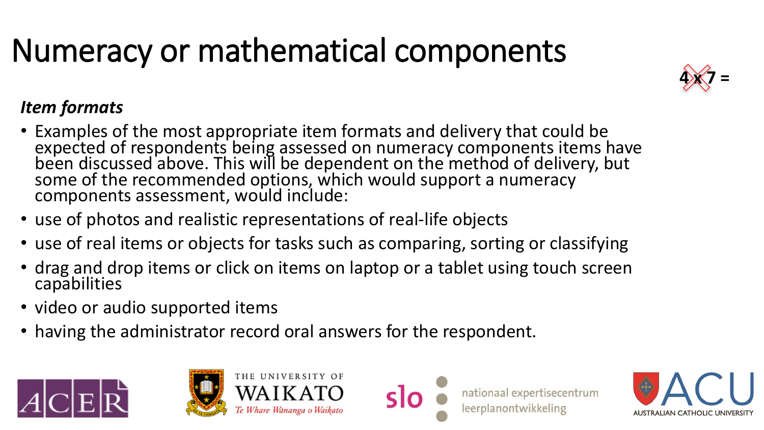# Numeracy or mathematical components

4 x 7 =

***Item formats***

- Examples of the most appropriate item formats and delivery that could be expected of respondents being assessed on numeracy components items have been discussed above. This will be dependent on the method of delivery, but some of the recommended options, which would support a numeracy components assessment, would include:
- use of photos and realistic representations of real-life objects
- use of real items or objects for tasks such as comparing, sorting or classifying
- drag and drop items or click on items on laptop or a tablet using touch screen capabilities
- video or audio supported items
- having the administrator record oral answers for the respondent.

ACER

THE UNIVERSITY OF WAIKATO
Te Whare Wānanga o Waikato

slo nationaal expertisecentrum leerplanontwikkeling

ACU AUSTRALIAN CATHOLIC UNIVERSITY